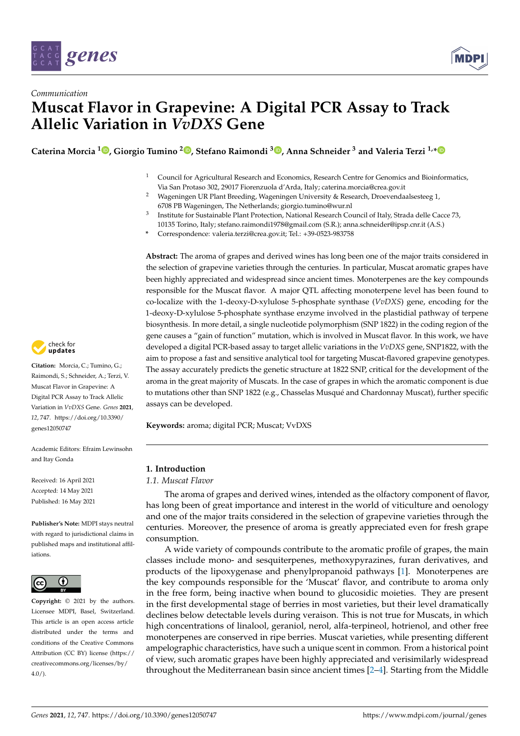*Communication*

# Muscat Flavor in Grapevine: A Digital PCR Assay to Track Allelic Variation in *VvDXS* Gene

**Caterina Morcia [1], Giorgio Tumino [2], Stefano Raimondi [3], Anna Schneider [3] and Valeria Terzi [1,*]**

[1] Council for Agricultural Research and Economics, Research Centre for Genomics and Bioinformatics, Via San Protaso 302, 29017 Fiorenzuola d'Arda, Italy; caterina.morcia@crea.gov.it

[2] Wageningen UR Plant Breeding, Wageningen University & Research, Droevendaalsesteeg 1, 6708 PB Wageningen, The Netherlands; giorgio.tumino@wur.nl

[3] Institute for Sustainable Plant Protection, National Research Council of Italy, Strada delle Cacce 73, 10135 Torino, Italy; stefano.raimondi1978@gmail.com (S.R.); anna.schneider@ipsp.cnr.it (A.S.)

* Correspondence: valeria.terzi@crea.gov.it; Tel.: +39-0523-983758

**Abstract:** The aroma of grapes and derived wines has long been one of the major traits considered in the selection of grapevine varieties through the centuries. In particular, Muscat aromatic grapes have been highly appreciated and widespread since ancient times. Monoterpenes are the key compounds responsible for the Muscat flavor. A major QTL affecting monoterpene level has been found to co-localize with the 1-deoxy-D-xylulose 5-phosphate synthase (*VvDXS*) gene, encoding for the 1-deoxy-D-xylulose 5-phosphate synthase enzyme involved in the plastidial pathway of terpene biosynthesis. In more detail, a single nucleotide polymorphism (SNP 1822) in the coding region of the gene causes a "gain of function" mutation, which is involved in Muscat flavor. In this work, we have developed a digital PCR-based assay to target allelic variations in the *VvDXS* gene, SNP1822, with the aim to propose a fast and sensitive analytical tool for targeting Muscat-flavored grapevine genotypes. The assay accurately predicts the genetic structure at 1822 SNP, critical for the development of the aroma in the great majority of Muscats. In the case of grapes in which the aromatic component is due to mutations other than SNP 1822 (e.g., Chasselas Musqué and Chardonnay Muscat), further specific assays can be developed.

**Keywords:** aroma; digital PCR; Muscat; VvDXS

**Citation:** Morcia, C.; Tumino, G.; Raimondi, S.; Schneider, A.; Terzi, V. Muscat Flavor in Grapevine: A Digital PCR Assay to Track Allelic Variation in *VvDXS* Gene. *Genes* **2021**, *12*, 747. https://doi.org/10.3390/genes12050747

Academic Editors: Efraim Lewinsohn and Itay Gonda

Received: 16 April 2021
Accepted: 14 May 2021
Published: 16 May 2021

**Publisher's Note:** MDPI stays neutral with regard to jurisdictional claims in published maps and institutional affiliations.

**Copyright:** © 2021 by the authors. Licensee MDPI, Basel, Switzerland. This article is an open access article distributed under the terms and conditions of the Creative Commons Attribution (CC BY) license (https://creativecommons.org/licenses/by/4.0/).

## 1. Introduction

### 1.1. Muscat Flavor

The aroma of grapes and derived wines, intended as the olfactory component of flavor, has long been of great importance and interest in the world of viticulture and oenology and one of the major traits considered in the selection of grapevine varieties through the centuries. Moreover, the presence of aroma is greatly appreciated even for fresh grape consumption.

A wide variety of compounds contribute to the aromatic profile of grapes, the main classes include mono- and sesquiterpenes, methoxypyrazines, furan derivatives, and products of the lipoxygenase and phenylpropanoid pathways [1]. Monoterpenes are the key compounds responsible for the 'Muscat' flavor, and contribute to aroma only in the free form, being inactive when bound to glucosidic moieties. They are present in the first developmental stage of berries in most varieties, but their level dramatically declines below detectable levels during veraison. This is not true for Muscats, in which high concentrations of linalool, geraniol, nerol, alfa-terpineol, hotrienol, and other free monoterpenes are conserved in ripe berries. Muscat varieties, while presenting different ampelographic characteristics, have such a unique scent in common. From a historical point of view, such aromatic grapes have been highly appreciated and verisimilarly widespread throughout the Mediterranean basin since ancient times [2–4]. Starting from the Middle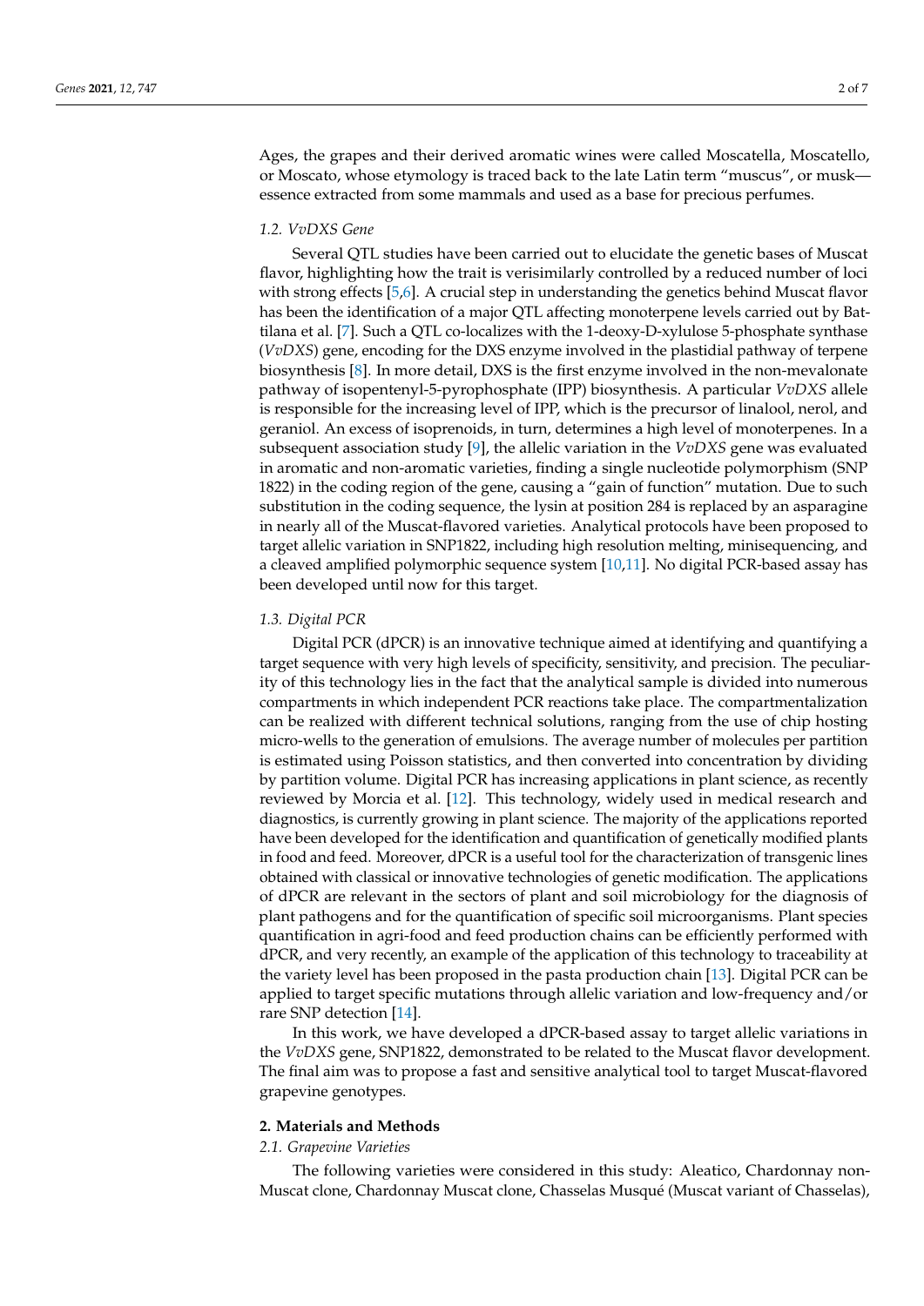Ages, the grapes and their derived aromatic wines were called Moscatella, Moscatello, or Moscato, whose etymology is traced back to the late Latin term "muscus", or musk—essence extracted from some mammals and used as a base for precious perfumes.

### 1.2. *VvDXS* Gene

Several QTL studies have been carried out to elucidate the genetic bases of Muscat flavor, highlighting how the trait is verisimilarly controlled by a reduced number of loci with strong effects [5,6]. A crucial step in understanding the genetics behind Muscat flavor has been the identification of a major QTL affecting monoterpene levels carried out by Battilana et al. [7]. Such a QTL co-localizes with the 1-deoxy-D-xylulose 5-phosphate synthase (*VvDXS*) gene, encoding for the DXS enzyme involved in the plastidial pathway of terpene biosynthesis [8]. In more detail, DXS is the first enzyme involved in the non-mevalonate pathway of isopentenyl-5-pyrophosphate (IPP) biosynthesis. A particular *VvDXS* allele is responsible for the increasing level of IPP, which is the precursor of linalool, nerol, and geraniol. An excess of isoprenoids, in turn, determines a high level of monoterpenes. In a subsequent association study [9], the allelic variation in the *VvDXS* gene was evaluated in aromatic and non-aromatic varieties, finding a single nucleotide polymorphism (SNP 1822) in the coding region of the gene, causing a "gain of function" mutation. Due to such substitution in the coding sequence, the lysin at position 284 is replaced by an asparagine in nearly all of the Muscat-flavored varieties. Analytical protocols have been proposed to target allelic variation in SNP1822, including high resolution melting, minisequencing, and a cleaved amplified polymorphic sequence system [10,11]. No digital PCR-based assay has been developed until now for this target.

### 1.3. Digital PCR

Digital PCR (dPCR) is an innovative technique aimed at identifying and quantifying a target sequence with very high levels of specificity, sensitivity, and precision. The peculiarity of this technology lies in the fact that the analytical sample is divided into numerous compartments in which independent PCR reactions take place. The compartmentalization can be realized with different technical solutions, ranging from the use of chip hosting micro-wells to the generation of emulsions. The average number of molecules per partition is estimated using Poisson statistics, and then converted into concentration by dividing by partition volume. Digital PCR has increasing applications in plant science, as recently reviewed by Morcia et al. [12]. This technology, widely used in medical research and diagnostics, is currently growing in plant science. The majority of the applications reported have been developed for the identification and quantification of genetically modified plants in food and feed. Moreover, dPCR is a useful tool for the characterization of transgenic lines obtained with classical or innovative technologies of genetic modification. The applications of dPCR are relevant in the sectors of plant and soil microbiology for the diagnosis of plant pathogens and for the quantification of specific soil microorganisms. Plant species quantification in agri-food and feed production chains can be efficiently performed with dPCR, and very recently, an example of the application of this technology to traceability at the variety level has been proposed in the pasta production chain [13]. Digital PCR can be applied to target specific mutations through allelic variation and low-frequency and/or rare SNP detection [14].

In this work, we have developed a dPCR-based assay to target allelic variations in the *VvDXS* gene, SNP1822, demonstrated to be related to the Muscat flavor development. The final aim was to propose a fast and sensitive analytical tool to target Muscat-flavored grapevine genotypes.

## 2. Materials and Methods

### 2.1. Grapevine Varieties

The following varieties were considered in this study: Aleatico, Chardonnay non-Muscat clone, Chardonnay Muscat clone, Chasselas Musqué (Muscat variant of Chasselas),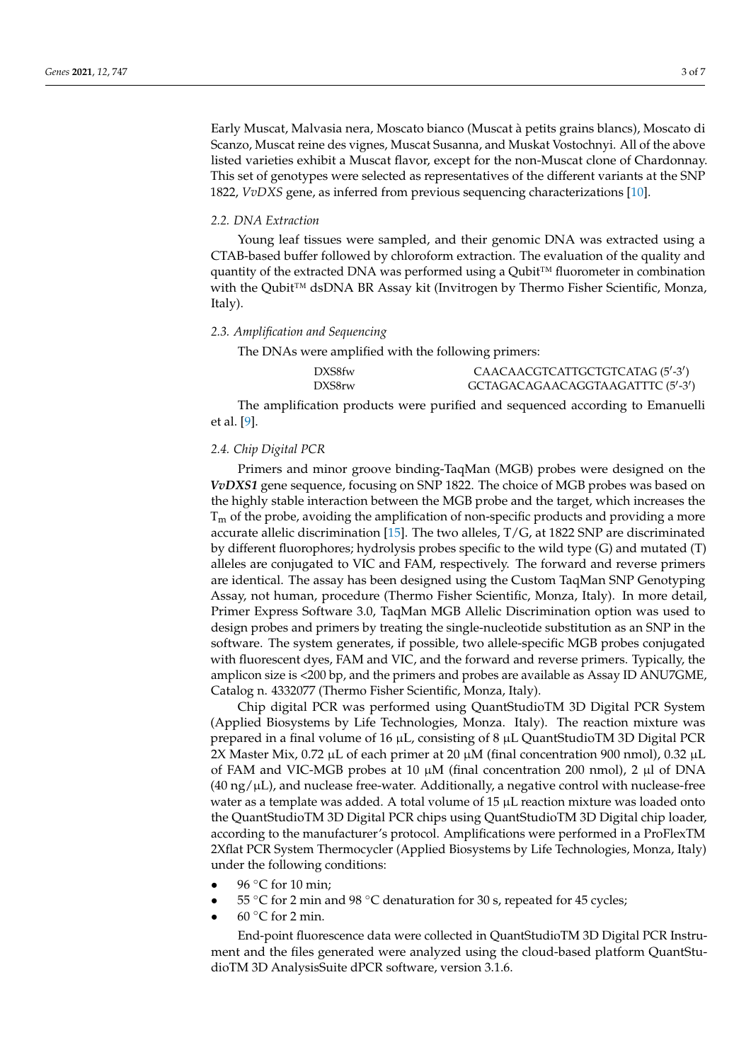Early Muscat, Malvasia nera, Moscato bianco (Muscat à petits grains blancs), Moscato di Scanzo, Muscat reine des vignes, Muscat Susanna, and Muskat Vostochnyi. All of the above listed varieties exhibit a Muscat flavor, except for the non-Muscat clone of Chardonnay. This set of genotypes were selected as representatives of the different variants at the SNP 1822, *VvDXS* gene, as inferred from previous sequencing characterizations [10].

### 2.2. DNA Extraction

Young leaf tissues were sampled, and their genomic DNA was extracted using a CTAB-based buffer followed by chloroform extraction. The evaluation of the quality and quantity of the extracted DNA was performed using a Qubit™ fluorometer in combination with the Qubit™ dsDNA BR Assay kit (Invitrogen by Thermo Fisher Scientific, Monza, Italy).

### 2.3. Amplification and Sequencing

The DNAs were amplified with the following primers:

| | |
|---|---|
| DXS8fw | CAACAACGTCATTGCTGTCATAG (5′-3′) |
| DXS8rw | GCTAGACAGAACAGGTAAGATTTC (5′-3′) |

The amplification products were purified and sequenced according to Emanuelli et al. [9].

### 2.4. Chip Digital PCR

Primers and minor groove binding-TaqMan (MGB) probes were designed on the ***VvDXS1*** gene sequence, focusing on SNP 1822. The choice of MGB probes was based on the highly stable interaction between the MGB probe and the target, which increases the $T_m$ of the probe, avoiding the amplification of non-specific products and providing a more accurate allelic discrimination [15]. The two alleles, T/G, at 1822 SNP are discriminated by different fluorophores; hydrolysis probes specific to the wild type (G) and mutated (T) alleles are conjugated to VIC and FAM, respectively. The forward and reverse primers are identical. The assay has been designed using the Custom TaqMan SNP Genotyping Assay, not human, procedure (Thermo Fisher Scientific, Monza, Italy). In more detail, Primer Express Software 3.0, TaqMan MGB Allelic Discrimination option was used to design probes and primers by treating the single-nucleotide substitution as an SNP in the software. The system generates, if possible, two allele-specific MGB probes conjugated with fluorescent dyes, FAM and VIC, and the forward and reverse primers. Typically, the amplicon size is <200 bp, and the primers and probes are available as Assay ID ANU7GME, Catalog n. 4332077 (Thermo Fisher Scientific, Monza, Italy).

Chip digital PCR was performed using QuantStudioTM 3D Digital PCR System (Applied Biosystems by Life Technologies, Monza. Italy). The reaction mixture was prepared in a final volume of 16 µL, consisting of 8 µL QuantStudioTM 3D Digital PCR 2X Master Mix, 0.72 µL of each primer at 20 µM (final concentration 900 nmol), 0.32 µL of FAM and VIC-MGB probes at 10 µM (final concentration 200 nmol), 2 µl of DNA (40 ng/µL), and nuclease free-water. Additionally, a negative control with nuclease-free water as a template was added. A total volume of 15 µL reaction mixture was loaded onto the QuantStudioTM 3D Digital PCR chips using QuantStudioTM 3D Digital chip loader, according to the manufacturer's protocol. Amplifications were performed in a ProFlexTM 2Xflat PCR System Thermocycler (Applied Biosystems by Life Technologies, Monza, Italy) under the following conditions:

- 96 °C for 10 min;
- 55 °C for 2 min and 98 °C denaturation for 30 s, repeated for 45 cycles;
- 60 °C for 2 min.

End-point fluorescence data were collected in QuantStudioTM 3D Digital PCR Instrument and the files generated were analyzed using the cloud-based platform QuantStudioTM 3D AnalysisSuite dPCR software, version 3.1.6.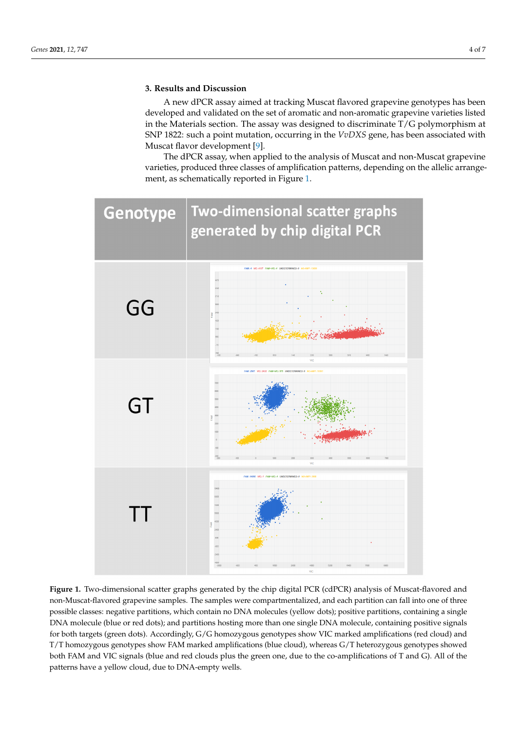## 3. Results and Discussion

A new dPCR assay aimed at tracking Muscat flavored grapevine genotypes has been developed and validated on the set of aromatic and non-aromatic grapevine varieties listed in the Materials section. The assay was designed to discriminate T/G polymorphism at SNP 1822: such a point mutation, occurring in the *VvDXS* gene, has been associated with Muscat flavor development [9].

The dPCR assay, when applied to the analysis of Muscat and non-Muscat grapevine varieties, produced three classes of amplification patterns, depending on the allelic arrangement, as schematically reported in Figure 1.

| Genotype | Two-dimensional scatter graphs generated by chip digital PCR |
|---|---|
| GG | |
| GT | |
| TT | |

**Figure 1.** Two-dimensional scatter graphs generated by the chip digital PCR (cdPCR) analysis of Muscat-flavored and non-Muscat-flavored grapevine samples. The samples were compartmentalized, and each partition can fall into one of three possible classes: negative partitions, which contain no DNA molecules (yellow dots); positive partitions, containing a single DNA molecule (blue or red dots); and partitions hosting more than one single DNA molecule, containing positive signals for both targets (green dots). Accordingly, G/G homozygous genotypes show VIC marked amplifications (red cloud) and T/T homozygous genotypes show FAM marked amplifications (blue cloud), whereas G/T heterozygous genotypes showed both FAM and VIC signals (blue and red clouds plus the green one, due to the co-amplifications of T and G). All of the patterns have a yellow cloud, due to DNA-empty wells.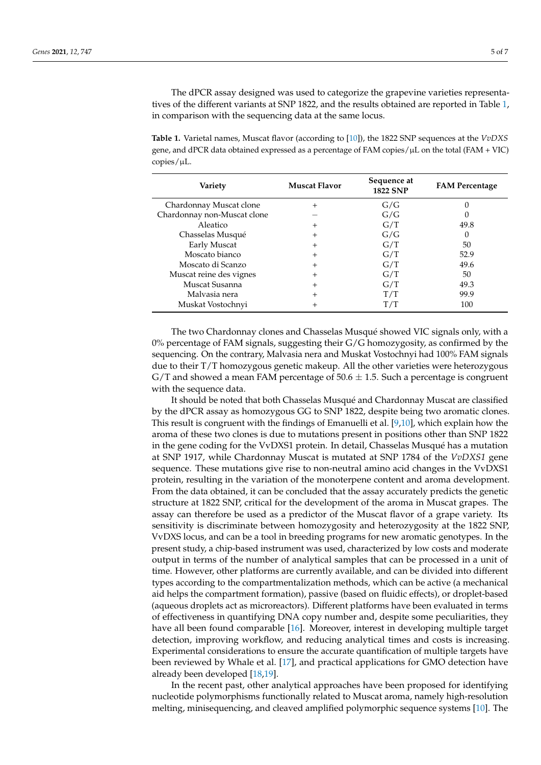The dPCR assay designed was used to categorize the grapevine varieties representatives of the different variants at SNP 1822, and the results obtained are reported in Table 1, in comparison with the sequencing data at the same locus.

**Table 1.** Varietal names, Muscat flavor (according to [10]), the 1822 SNP sequences at the *VvDXS* gene, and dPCR data obtained expressed as a percentage of FAM copies/μL on the total (FAM + VIC) copies/μL.

| Variety | Muscat Flavor | Sequence at 1822 SNP | FAM Percentage |
| --- | --- | --- | --- |
| Chardonnay Muscat clone | + | G/G | 0 |
| Chardonnay non-Muscat clone | − | G/G | 0 |
| Aleatico | + | G/T | 49.8 |
| Chasselas Musqué | + | G/G | 0 |
| Early Muscat | + | G/T | 50 |
| Moscato bianco | + | G/T | 52.9 |
| Moscato di Scanzo | + | G/T | 49.6 |
| Muscat reine des vignes | + | G/T | 50 |
| Muscat Susanna | + | G/T | 49.3 |
| Malvasia nera | + | T/T | 99.9 |
| Muskat Vostochnyi | + | T/T | 100 |

The two Chardonnay clones and Chasselas Musqué showed VIC signals only, with a 0% percentage of FAM signals, suggesting their G/G homozygosity, as confirmed by the sequencing. On the contrary, Malvasia nera and Muskat Vostochnyi had 100% FAM signals due to their T/T homozygous genetic makeup. All the other varieties were heterozygous G/T and showed a mean FAM percentage of $50.6 \pm 1.5$. Such a percentage is congruent with the sequence data.

It should be noted that both Chasselas Musqué and Chardonnay Muscat are classified by the dPCR assay as homozygous GG to SNP 1822, despite being two aromatic clones. This result is congruent with the findings of Emanuelli et al. [9,10], which explain how the aroma of these two clones is due to mutations present in positions other than SNP 1822 in the gene coding for the VvDXS1 protein. In detail, Chasselas Musqué has a mutation at SNP 1917, while Chardonnay Muscat is mutated at SNP 1784 of the *VvDXS1* gene sequence. These mutations give rise to non-neutral amino acid changes in the VvDXS1 protein, resulting in the variation of the monoterpene content and aroma development. From the data obtained, it can be concluded that the assay accurately predicts the genetic structure at 1822 SNP, critical for the development of the aroma in Muscat grapes. The assay can therefore be used as a predictor of the Muscat flavor of a grape variety. Its sensitivity is discriminate between homozygosity and heterozygosity at the 1822 SNP, VvDXS locus, and can be a tool in breeding programs for new aromatic genotypes. In the present study, a chip-based instrument was used, characterized by low costs and moderate output in terms of the number of analytical samples that can be processed in a unit of time. However, other platforms are currently available, and can be divided into different types according to the compartmentalization methods, which can be active (a mechanical aid helps the compartment formation), passive (based on fluidic effects), or droplet-based (aqueous droplets act as microreactors). Different platforms have been evaluated in terms of effectiveness in quantifying DNA copy number and, despite some peculiarities, they have all been found comparable [16]. Moreover, interest in developing multiple target detection, improving workflow, and reducing analytical times and costs is increasing. Experimental considerations to ensure the accurate quantification of multiple targets have been reviewed by Whale et al. [17], and practical applications for GMO detection have already been developed [18,19].

In the recent past, other analytical approaches have been proposed for identifying nucleotide polymorphisms functionally related to Muscat aroma, namely high-resolution melting, minisequencing, and cleaved amplified polymorphic sequence systems [10]. The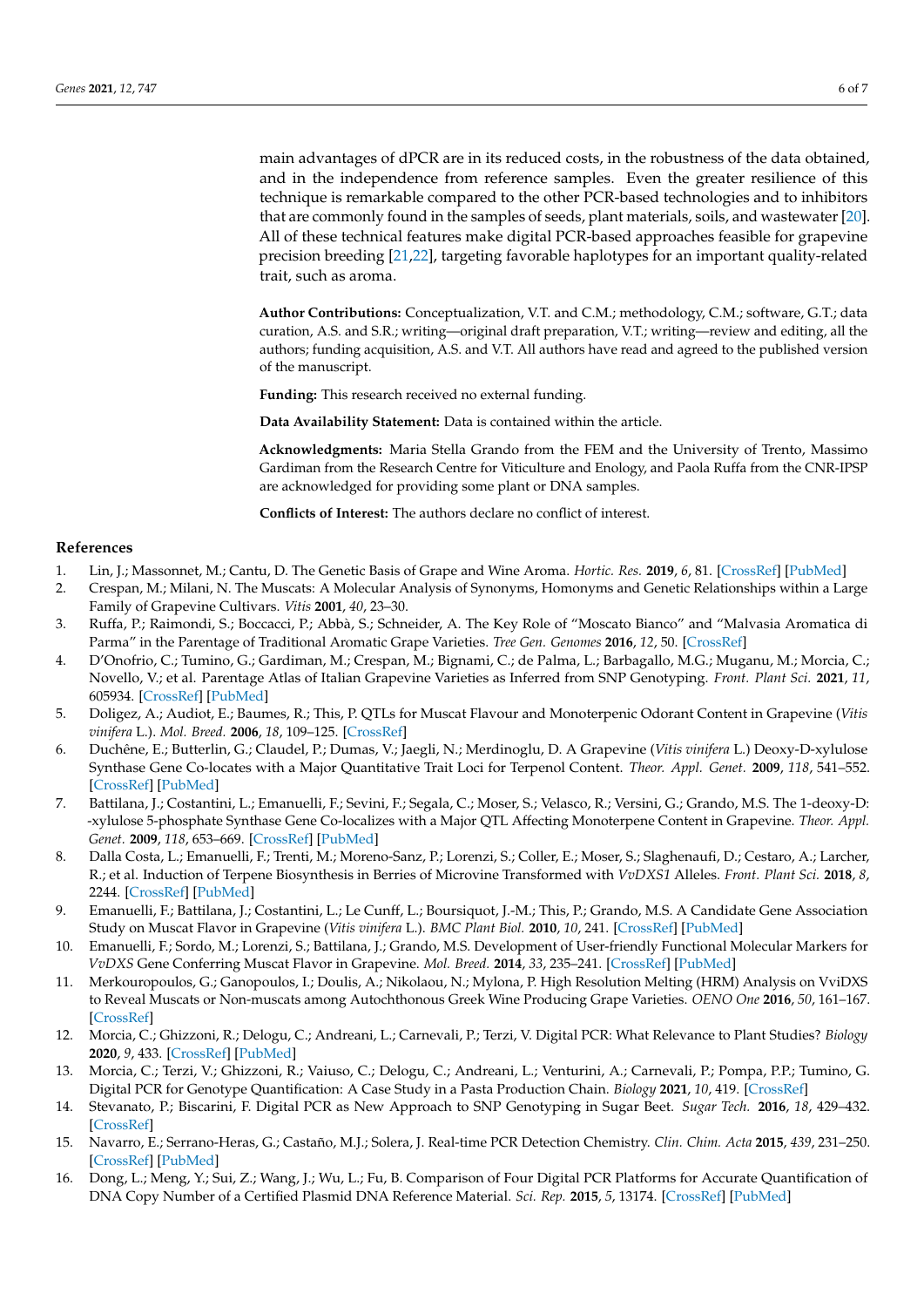main advantages of dPCR are in its reduced costs, in the robustness of the data obtained, and in the independence from reference samples. Even the greater resilience of this technique is remarkable compared to the other PCR-based technologies and to inhibitors that are commonly found in the samples of seeds, plant materials, soils, and wastewater [20]. All of these technical features make digital PCR-based approaches feasible for grapevine precision breeding [21,22], targeting favorable haplotypes for an important quality-related trait, such as aroma.

**Author Contributions:** Conceptualization, V.T. and C.M.; methodology, C.M.; software, G.T.; data curation, A.S. and S.R.; writing—original draft preparation, V.T.; writing—review and editing, all the authors; funding acquisition, A.S. and V.T. All authors have read and agreed to the published version of the manuscript.

**Funding:** This research received no external funding.

**Data Availability Statement:** Data is contained within the article.

**Acknowledgments:** Maria Stella Grando from the FEM and the University of Trento, Massimo Gardiman from the Research Centre for Viticulture and Enology, and Paola Ruffa from the CNR-IPSP are acknowledged for providing some plant or DNA samples.

**Conflicts of Interest:** The authors declare no conflict of interest.

## References

1. Lin, J.; Massonnet, M.; Cantu, D. The Genetic Basis of Grape and Wine Aroma. *Hortic. Res.* **2019**, *6*, 81. [CrossRef] [PubMed]
2. Crespan, M.; Milani, N. The Muscats: A Molecular Analysis of Synonyms, Homonyms and Genetic Relationships within a Large Family of Grapevine Cultivars. *Vitis* **2001**, *40*, 23–30.
3. Ruffa, P.; Raimondi, S.; Boccacci, P.; Abbà, S.; Schneider, A. The Key Role of "Moscato Bianco" and "Malvasia Aromatica di Parma" in the Parentage of Traditional Aromatic Grape Varieties. *Tree Gen. Genomes* **2016**, *12*, 50. [CrossRef]
4. D'Onofrio, C.; Tumino, G.; Gardiman, M.; Crespan, M.; Bignami, C.; de Palma, L.; Barbagallo, M.G.; Muganu, M.; Morcia, C.; Novello, V.; et al. Parentage Atlas of Italian Grapevine Varieties as Inferred from SNP Genotyping. *Front. Plant Sci.* **2021**, *11*, 605934. [CrossRef] [PubMed]
5. Doligez, A.; Audiot, E.; Baumes, R.; This, P. QTLs for Muscat Flavour and Monoterpenic Odorant Content in Grapevine (*Vitis vinifera* L.). *Mol. Breed.* **2006**, *18*, 109–125. [CrossRef]
6. Duchêne, E.; Butterlin, G.; Claudel, P.; Dumas, V.; Jaegli, N.; Merdinoglu, D. A Grapevine (*Vitis vinifera* L.) Deoxy-D-xylulose Synthase Gene Co-locates with a Major Quantitative Trait Loci for Terpenol Content. *Theor. Appl. Genet.* **2009**, *118*, 541–552. [CrossRef] [PubMed]
7. Battilana, J.; Costantini, L.; Emanuelli, F.; Sevini, F.; Segala, C.; Moser, S.; Velasco, R.; Versini, G.; Grando, M.S. The 1-deoxy-D: -xylulose 5-phosphate Synthase Gene Co-localizes with a Major QTL Affecting Monoterpene Content in Grapevine. *Theor. Appl. Genet.* **2009**, *118*, 653–669. [CrossRef] [PubMed]
8. Dalla Costa, L.; Emanuelli, F.; Trenti, M.; Moreno-Sanz, P.; Lorenzi, S.; Coller, E.; Moser, S.; Slaghenaufi, D.; Cestaro, A.; Larcher, R.; et al. Induction of Terpene Biosynthesis in Berries of Microvine Transformed with *VvDXS1* Alleles. *Front. Plant Sci.* **2018**, *8*, 2244. [CrossRef] [PubMed]
9. Emanuelli, F.; Battilana, J.; Costantini, L.; Le Cunff, L.; Boursiquot, J.-M.; This, P.; Grando, M.S. A Candidate Gene Association Study on Muscat Flavor in Grapevine (*Vitis vinifera* L.). *BMC Plant Biol.* **2010**, *10*, 241. [CrossRef] [PubMed]
10. Emanuelli, F.; Sordo, M.; Lorenzi, S.; Battilana, J.; Grando, M.S. Development of User-friendly Functional Molecular Markers for *VvDXS* Gene Conferring Muscat Flavor in Grapevine. *Mol. Breed.* **2014**, *33*, 235–241. [CrossRef] [PubMed]
11. Merkouropoulos, G.; Ganopoulos, I.; Doulis, A.; Nikolaou, N.; Mylona, P. High Resolution Melting (HRM) Analysis on VviDXS to Reveal Muscats or Non-muscats among Autochthonous Greek Wine Producing Grape Varieties. *OENO One* **2016**, *50*, 161–167. [CrossRef]
12. Morcia, C.; Ghizzoni, R.; Delogu, C.; Andreani, L.; Carnevali, P.; Terzi, V. Digital PCR: What Relevance to Plant Studies? *Biology* **2020**, *9*, 433. [CrossRef] [PubMed]
13. Morcia, C.; Terzi, V.; Ghizzoni, R.; Vaiuso, C.; Delogu, C.; Andreani, L.; Venturini, A.; Carnevali, P.; Pompa, P.P.; Tumino, G. Digital PCR for Genotype Quantification: A Case Study in a Pasta Production Chain. *Biology* **2021**, *10*, 419. [CrossRef]
14. Stevanato, P.; Biscarini, F. Digital PCR as New Approach to SNP Genotyping in Sugar Beet. *Sugar Tech.* **2016**, *18*, 429–432. [CrossRef]
15. Navarro, E.; Serrano-Heras, G.; Castaño, M.J.; Solera, J. Real-time PCR Detection Chemistry. *Clin. Chim. Acta* **2015**, *439*, 231–250. [CrossRef] [PubMed]
16. Dong, L.; Meng, Y.; Sui, Z.; Wang, J.; Wu, L.; Fu, B. Comparison of Four Digital PCR Platforms for Accurate Quantification of DNA Copy Number of a Certified Plasmid DNA Reference Material. *Sci. Rep.* **2015**, *5*, 13174. [CrossRef] [PubMed]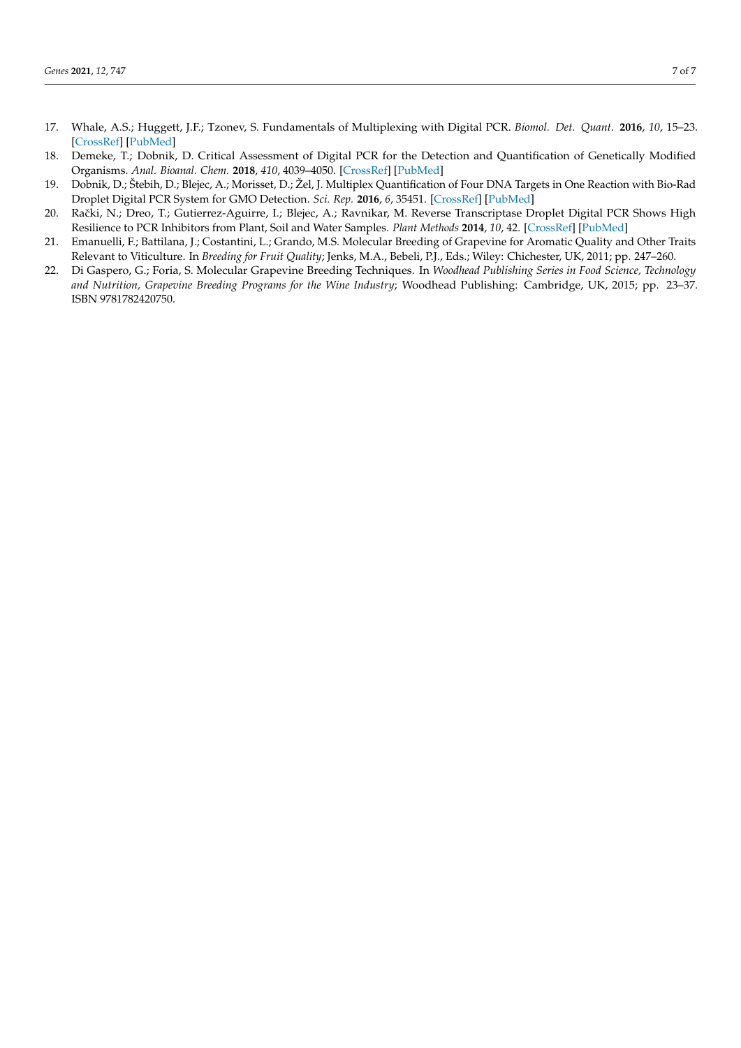17. Whale, A.S.; Huggett, J.F.; Tzonev, S. Fundamentals of Multiplexing with Digital PCR. *Biomol. Det. Quant.* **2016**, *10*, 15–23. [CrossRef] [PubMed]
18. Demeke, T.; Dobnik, D. Critical Assessment of Digital PCR for the Detection and Quantification of Genetically Modified Organisms. *Anal. Bioanal. Chem.* **2018**, *410*, 4039–4050. [CrossRef] [PubMed]
19. Dobnik, D.; Štebih, D.; Blejec, A.; Morisset, D.; Žel, J. Multiplex Quantification of Four DNA Targets in One Reaction with Bio-Rad Droplet Digital PCR System for GMO Detection. *Sci. Rep.* **2016**, *6*, 35451. [CrossRef] [PubMed]
20. Rački, N.; Dreo, T.; Gutierrez-Aguirre, I.; Blejec, A.; Ravnikar, M. Reverse Transcriptase Droplet Digital PCR Shows High Resilience to PCR Inhibitors from Plant, Soil and Water Samples. *Plant Methods* **2014**, *10*, 42. [CrossRef] [PubMed]
21. Emanuelli, F.; Battilana, J.; Costantini, L.; Grando, M.S. Molecular Breeding of Grapevine for Aromatic Quality and Other Traits Relevant to Viticulture. In *Breeding for Fruit Quality*; Jenks, M.A., Bebeli, P.J., Eds.; Wiley: Chichester, UK, 2011; pp. 247–260.
22. Di Gaspero, G.; Foria, S. Molecular Grapevine Breeding Techniques. In *Woodhead Publishing Series in Food Science, Technology and Nutrition, Grapevine Breeding Programs for the Wine Industry*; Woodhead Publishing: Cambridge, UK, 2015; pp. 23–37. ISBN 9781782420750.